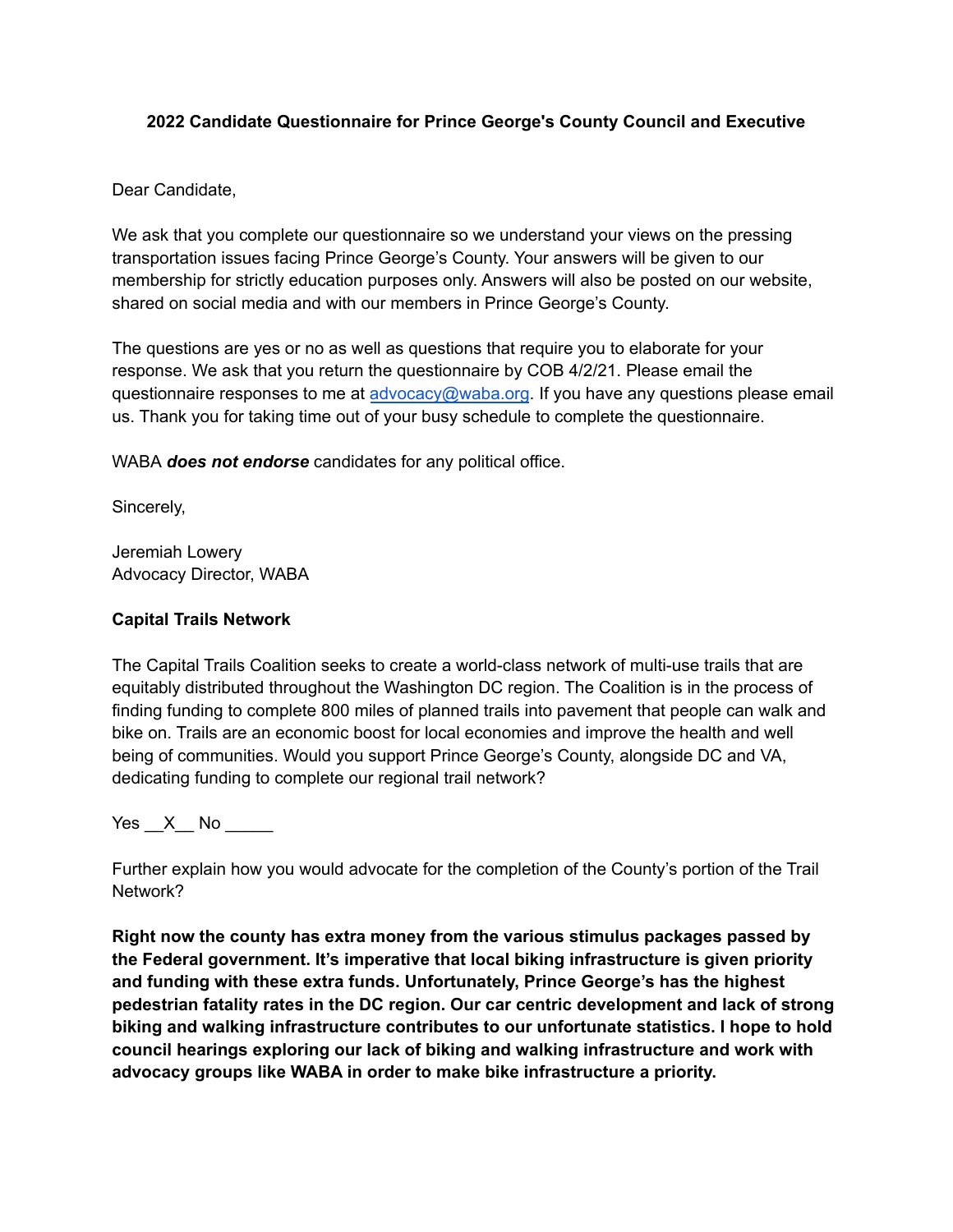**2022 Candidate Questionnaire for Prince George's County Council and Executive**

Dear Candidate,

We ask that you complete our questionnaire so we understand your views on the pressing transportation issues facing Prince George's County. Your answers will be given to our membership for strictly education purposes only. Answers will also be posted on our website, shared on social media and with our members in Prince George's County.

The questions are yes or no as well as questions that require you to elaborate for your response. We ask that you return the questionnaire by COB 4/2/21. Please email the questionnaire responses to me at [advocacy@waba.org](mailto:advocacy@waba.org). If you have any questions please email us. Thank you for taking time out of your busy schedule to complete the questionnaire.

WABA ***does not endorse*** candidates for any political office.

Sincerely,

Jeremiah Lowery
Advocacy Director, WABA

**Capital Trails Network**

The Capital Trails Coalition seeks to create a world-class network of multi-use trails that are equitably distributed throughout the Washington DC region. The Coalition is in the process of finding funding to complete 800 miles of planned trails into pavement that people can walk and bike on. Trails are an economic boost for local economies and improve the health and well being of communities. Would you support Prince George's County, alongside DC and VA, dedicating funding to complete our regional trail network?

Yes __X__ No _____

Further explain how you would advocate for the completion of the County's portion of the Trail Network?

**Right now the county has extra money from the various stimulus packages passed by the Federal government. It's imperative that local biking infrastructure is given priority and funding with these extra funds. Unfortunately, Prince George's has the highest pedestrian fatality rates in the DC region. Our car centric development and lack of strong biking and walking infrastructure contributes to our unfortunate statistics. I hope to hold council hearings exploring our lack of biking and walking infrastructure and work with advocacy groups like WABA in order to make bike infrastructure a priority.**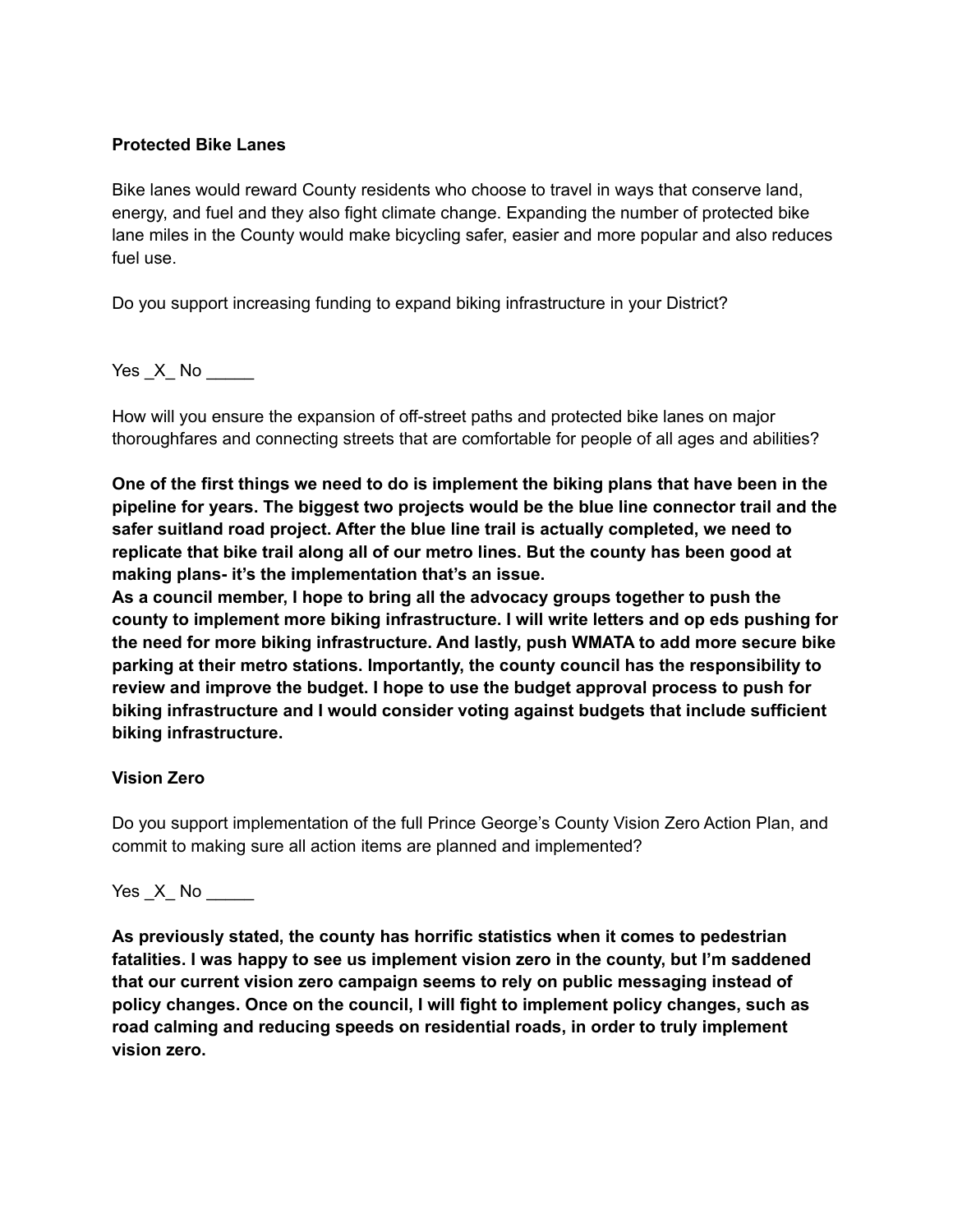**Protected Bike Lanes**

Bike lanes would reward County residents who choose to travel in ways that conserve land, energy, and fuel and they also fight climate change. Expanding the number of protected bike lane miles in the County would make bicycling safer, easier and more popular and also reduces fuel use.

Do you support increasing funding to expand biking infrastructure in your District?

Yes _X_ No _____

How will you ensure the expansion of off-street paths and protected bike lanes on major thoroughfares and connecting streets that are comfortable for people of all ages and abilities?

**One of the first things we need to do is implement the biking plans that have been in the pipeline for years. The biggest two projects would be the blue line connector trail and the safer suitland road project. After the blue line trail is actually completed, we need to replicate that bike trail along all of our metro lines. But the county has been good at making plans- it's the implementation that's an issue.**
**As a council member, I hope to bring all the advocacy groups together to push the county to implement more biking infrastructure. I will write letters and op eds pushing for the need for more biking infrastructure. And lastly, push WMATA to add more secure bike parking at their metro stations. Importantly, the county council has the responsibility to review and improve the budget. I hope to use the budget approval process to push for biking infrastructure and I would consider voting against budgets that include sufficient biking infrastructure.**

**Vision Zero**

Do you support implementation of the full Prince George's County Vision Zero Action Plan, and commit to making sure all action items are planned and implemented?

Yes _X_ No _____

**As previously stated, the county has horrific statistics when it comes to pedestrian fatalities. I was happy to see us implement vision zero in the county, but I'm saddened that our current vision zero campaign seems to rely on public messaging instead of policy changes. Once on the council, I will fight to implement policy changes, such as road calming and reducing speeds on residential roads, in order to truly implement vision zero.**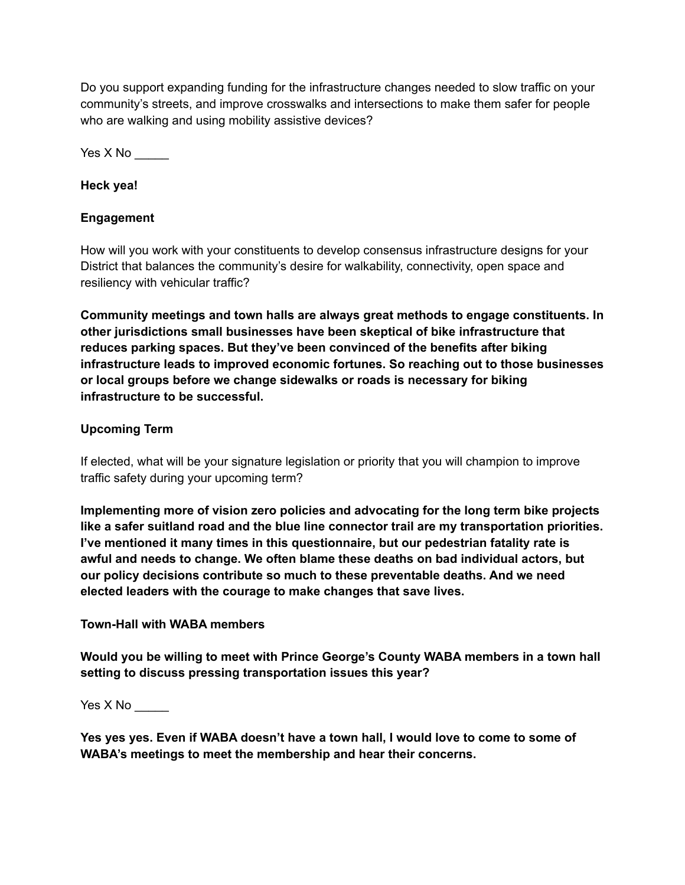Do you support expanding funding for the infrastructure changes needed to slow traffic on your community's streets, and improve crosswalks and intersections to make them safer for people who are walking and using mobility assistive devices?

Yes X No _____

**Heck yea!**

**Engagement**

How will you work with your constituents to develop consensus infrastructure designs for your District that balances the community's desire for walkability, connectivity, open space and resiliency with vehicular traffic?

**Community meetings and town halls are always great methods to engage constituents. In other jurisdictions small businesses have been skeptical of bike infrastructure that reduces parking spaces. But they've been convinced of the benefits after biking infrastructure leads to improved economic fortunes. So reaching out to those businesses or local groups before we change sidewalks or roads is necessary for biking infrastructure to be successful.**

**Upcoming Term**

If elected, what will be your signature legislation or priority that you will champion to improve traffic safety during your upcoming term?

**Implementing more of vision zero policies and advocating for the long term bike projects like a safer suitland road and the blue line connector trail are my transportation priorities. I've mentioned it many times in this questionnaire, but our pedestrian fatality rate is awful and needs to change. We often blame these deaths on bad individual actors, but our policy decisions contribute so much to these preventable deaths. And we need elected leaders with the courage to make changes that save lives.**

**Town-Hall with WABA members**

**Would you be willing to meet with Prince George's County WABA members in a town hall setting to discuss pressing transportation issues this year?**

Yes X No _____

**Yes yes yes. Even if WABA doesn't have a town hall, I would love to come to some of WABA's meetings to meet the membership and hear their concerns.**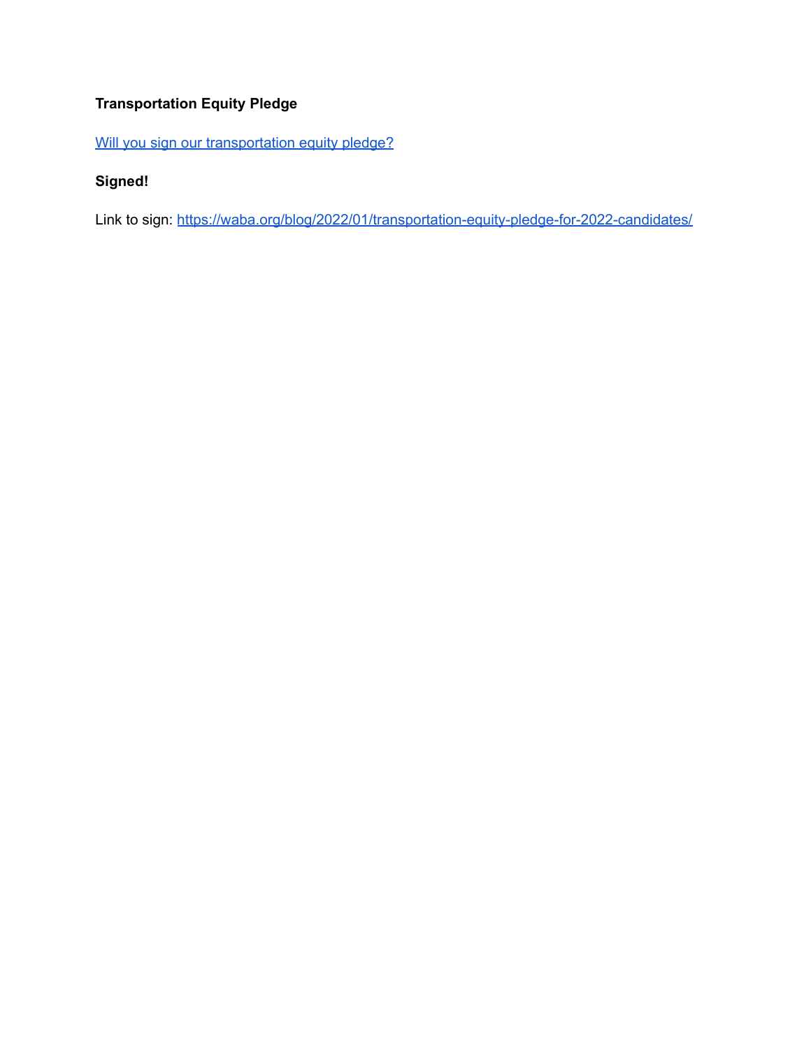**Transportation Equity Pledge**

Will you sign our transportation equity pledge?

**Signed!**

Link to sign: https://waba.org/blog/2022/01/transportation-equity-pledge-for-2022-candidates/